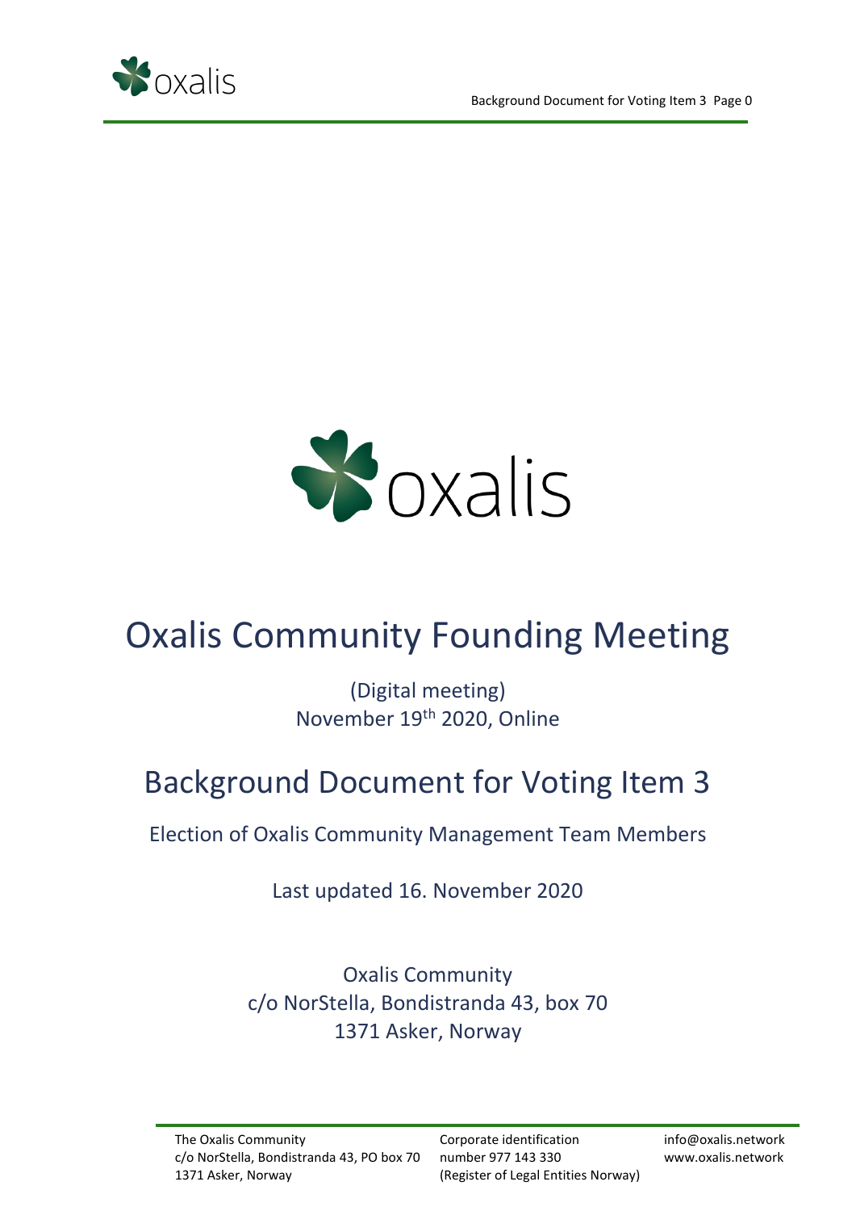# Oxalis Community Founding Meeting

(Digital meeting)
November 19th 2020, Online

## Background Document for Voting Item 3

Election of Oxalis Community Management Team Members

Last updated 16. November 2020

Oxalis Community
c/o NorStella, Bondistranda 43, box 70
1371 Asker, Norway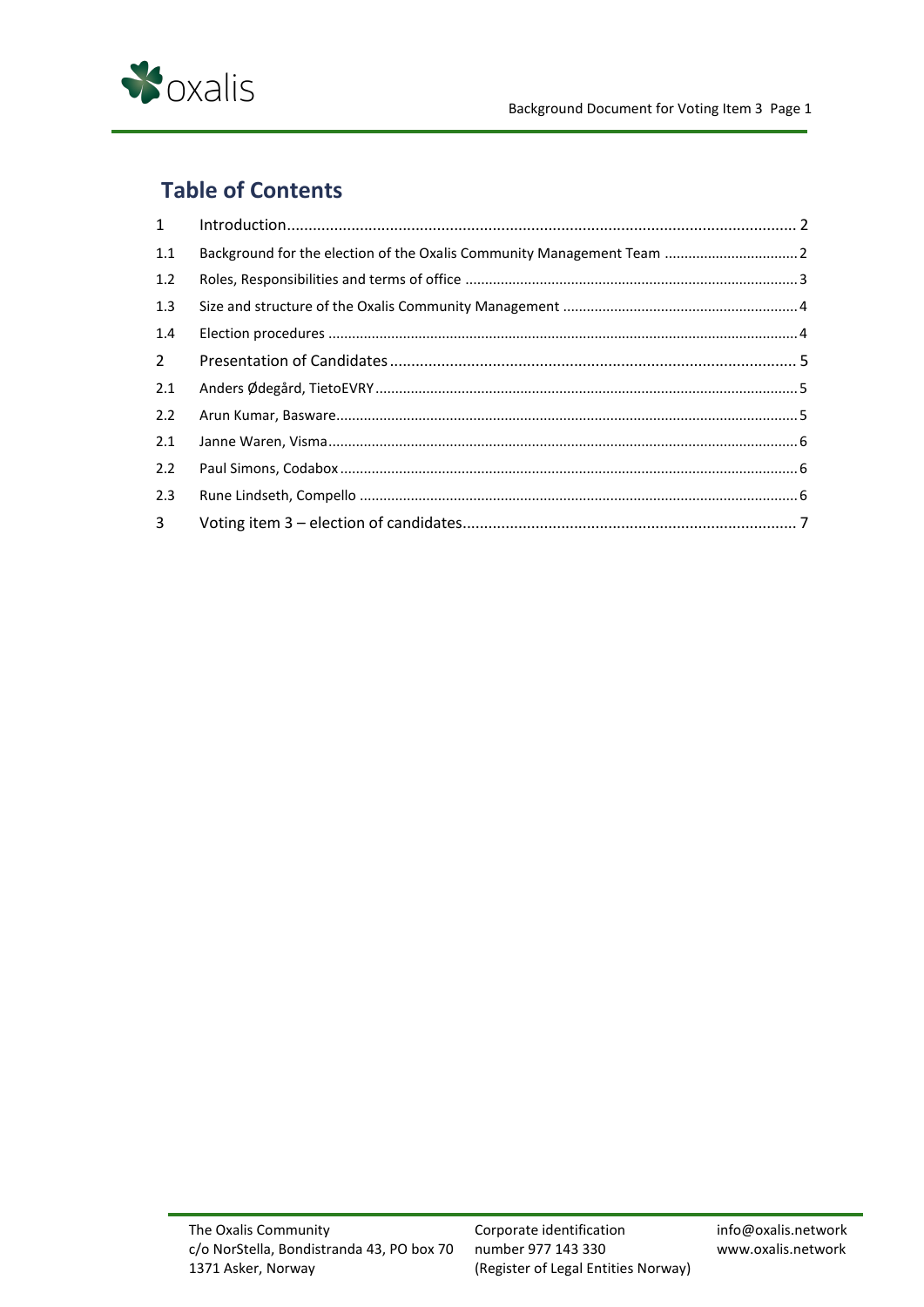# Table of Contents

| | | |
|---|---|---|
| 1 | Introduction | 2 |
| 1.1 | Background for the election of the Oxalis Community Management Team | 2 |
| 1.2 | Roles, Responsibilities and terms of office | 3 |
| 1.3 | Size and structure of the Oxalis Community Management | 4 |
| 1.4 | Election procedures | 4 |
| 2 | Presentation of Candidates | 5 |
| 2.1 | Anders Ødegård, TietoEVRY | 5 |
| 2.2 | Arun Kumar, Basware | 5 |
| 2.1 | Janne Waren, Visma | 6 |
| 2.2 | Paul Simons, Codabox | 6 |
| 2.3 | Rune Lindseth, Compello | 6 |
| 3 | Voting item 3 – election of candidates | 7 |

The Oxalis Community
c/o NorStella, Bondistranda 43, PO box 70
1371 Asker, Norway

Corporate identification number 977 143 330
(Register of Legal Entities Norway)

info@oxalis.network
www.oxalis.network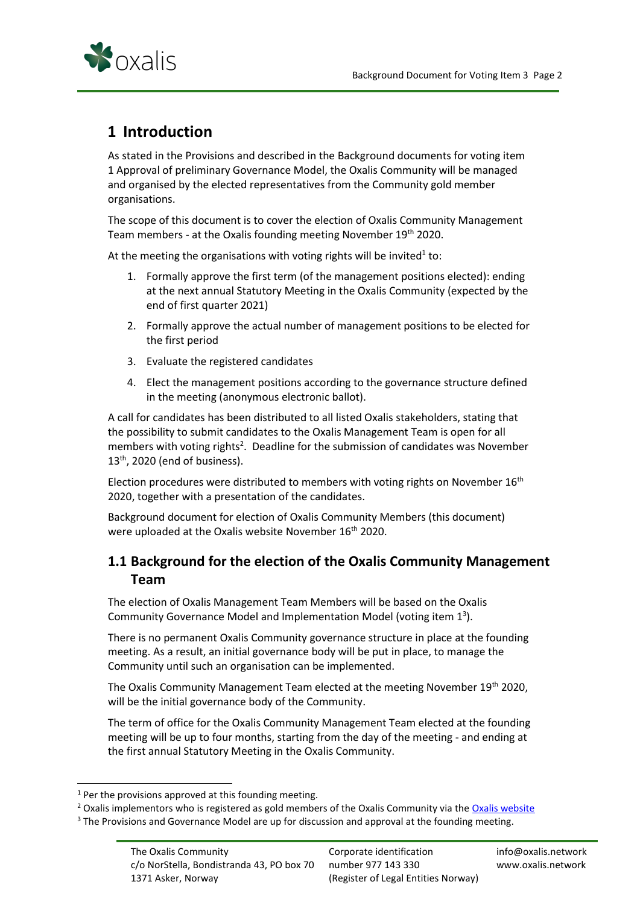# 1 Introduction

As stated in the Provisions and described in the Background documents for voting item 1 Approval of preliminary Governance Model, the Oxalis Community will be managed and organised by the elected representatives from the Community gold member organisations.

The scope of this document is to cover the election of Oxalis Community Management Team members - at the Oxalis founding meeting November 19th 2020.

At the meeting the organisations with voting rights will be invited[1] to:

1. Formally approve the first term (of the management positions elected): ending at the next annual Statutory Meeting in the Oxalis Community (expected by the end of first quarter 2021)
2. Formally approve the actual number of management positions to be elected for the first period
3. Evaluate the registered candidates
4. Elect the management positions according to the governance structure defined in the meeting (anonymous electronic ballot).

A call for candidates has been distributed to all listed Oxalis stakeholders, stating that the possibility to submit candidates to the Oxalis Management Team is open for all members with voting rights[2]. Deadline for the submission of candidates was November 13th, 2020 (end of business).

Election procedures were distributed to members with voting rights on November 16th 2020, together with a presentation of the candidates.

Background document for election of Oxalis Community Members (this document) were uploaded at the Oxalis website November 16th 2020.

## 1.1 Background for the election of the Oxalis Community Management Team

The election of Oxalis Management Team Members will be based on the Oxalis Community Governance Model and Implementation Model (voting item 1[3]).

There is no permanent Oxalis Community governance structure in place at the founding meeting. As a result, an initial governance body will be put in place, to manage the Community until such an organisation can be implemented.

The Oxalis Community Management Team elected at the meeting November 19th 2020, will be the initial governance body of the Community.

The term of office for the Oxalis Community Management Team elected at the founding meeting will be up to four months, starting from the day of the meeting - and ending at the first annual Statutory Meeting in the Oxalis Community.

---

[1] Per the provisions approved at this founding meeting.

[2] Oxalis implementors who is registered as gold members of the Oxalis Community via the Oxalis website

[3] The Provisions and Governance Model are up for discussion and approval at the founding meeting.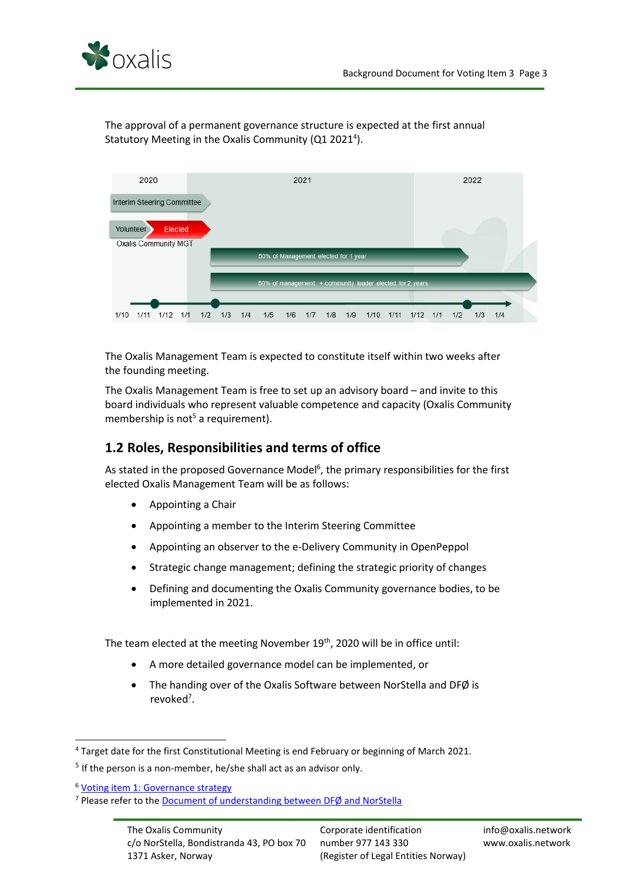The approval of a permanent governance structure is expected at the first annual Statutory Meeting in the Oxalis Community (Q1 2021[4]).

The Oxalis Management Team is expected to constitute itself within two weeks after the founding meeting.

The Oxalis Management Team is free to set up an advisory board – and invite to this board individuals who represent valuable competence and capacity (Oxalis Community membership is not[5] a requirement).

## 1.2 Roles, Responsibilities and terms of office

As stated in the proposed Governance Model[6], the primary responsibilities for the first elected Oxalis Management Team will be as follows:

- Appointing a Chair
- Appointing a member to the Interim Steering Committee
- Appointing an observer to the e-Delivery Community in OpenPeppol
- Strategic change management; defining the strategic priority of changes
- Defining and documenting the Oxalis Community governance bodies, to be implemented in 2021.

The team elected at the meeting November 19th, 2020 will be in office until:

- A more detailed governance model can be implemented, or
- The handing over of the Oxalis Software between NorStella and DFØ is revoked[7].

---

[4] Target date for the first Constitutional Meeting is end February or beginning of March 2021.

[5] If the person is a non-member, he/she shall act as an advisor only.

[6] Voting item 1: Governance strategy

[7] Please refer to the Document of understanding between DFØ and NorStella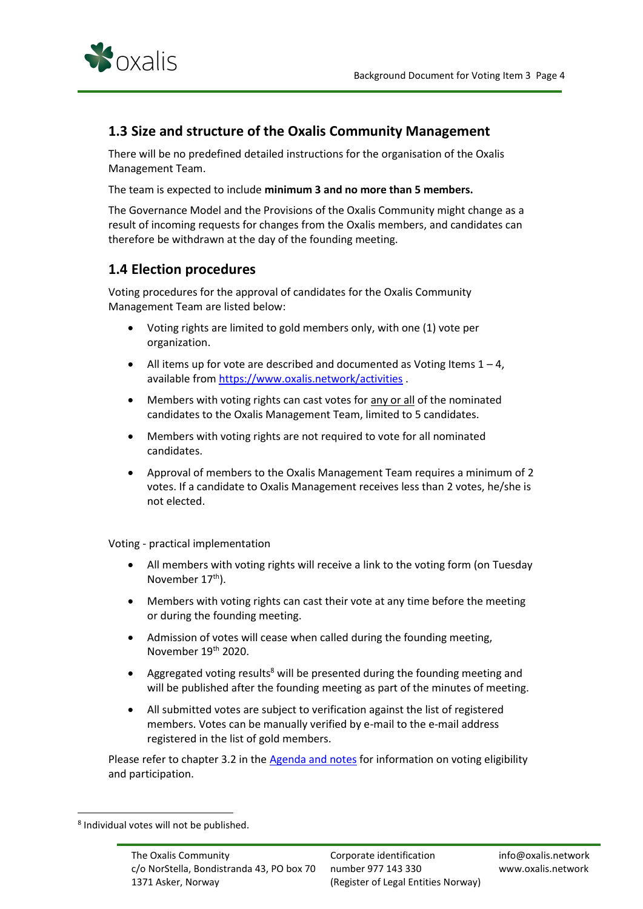## 1.3 Size and structure of the Oxalis Community Management

There will be no predefined detailed instructions for the organisation of the Oxalis Management Team.

The team is expected to include **minimum 3 and no more than 5 members.**

The Governance Model and the Provisions of the Oxalis Community might change as a result of incoming requests for changes from the Oxalis members, and candidates can therefore be withdrawn at the day of the founding meeting.

## 1.4 Election procedures

Voting procedures for the approval of candidates for the Oxalis Community Management Team are listed below:

- Voting rights are limited to gold members only, with one (1) vote per organization.
- All items up for vote are described and documented as Voting Items 1 – 4, available from https://www.oxalis.network/activities .
- Members with voting rights can cast votes for any or all of the nominated candidates to the Oxalis Management Team, limited to 5 candidates.
- Members with voting rights are not required to vote for all nominated candidates.
- Approval of members to the Oxalis Management Team requires a minimum of 2 votes. If a candidate to Oxalis Management receives less than 2 votes, he/she is not elected.

Voting - practical implementation

- All members with voting rights will receive a link to the voting form (on Tuesday November 17th).
- Members with voting rights can cast their vote at any time before the meeting or during the founding meeting.
- Admission of votes will cease when called during the founding meeting, November 19th 2020.
- Aggregated voting results[8] will be presented during the founding meeting and will be published after the founding meeting as part of the minutes of meeting.
- All submitted votes are subject to verification against the list of registered members. Votes can be manually verified by e-mail to the e-mail address registered in the list of gold members.

Please refer to chapter 3.2 in the Agenda and notes for information on voting eligibility and participation.

[8] Individual votes will not be published.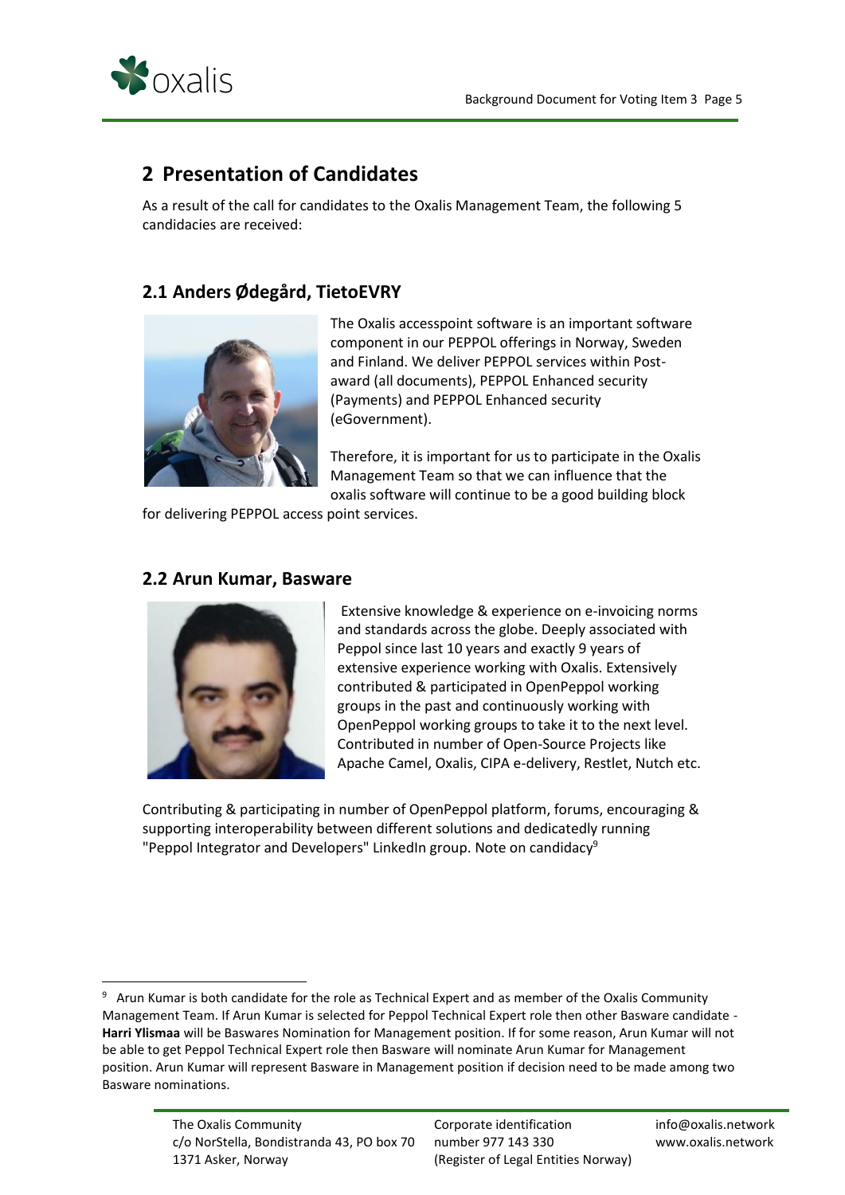## 2 Presentation of Candidates

As a result of the call for candidates to the Oxalis Management Team, the following 5 candidacies are received:

### 2.1 Anders Ødegård, TietoEVRY

The Oxalis accesspoint software is an important software component in our PEPPOL offerings in Norway, Sweden and Finland. We deliver PEPPOL services within Post-award (all documents), PEPPOL Enhanced security (Payments) and PEPPOL Enhanced security (eGovernment).

Therefore, it is important for us to participate in the Oxalis Management Team so that we can influence that the oxalis software will continue to be a good building block for delivering PEPPOL access point services.

### 2.2 Arun Kumar, Basware

Extensive knowledge & experience on e-invoicing norms and standards across the globe. Deeply associated with Peppol since last 10 years and exactly 9 years of extensive experience working with Oxalis. Extensively contributed & participated in OpenPeppol working groups in the past and continuously working with OpenPeppol working groups to take it to the next level. Contributed in number of Open-Source Projects like Apache Camel, Oxalis, CIPA e-delivery, Restlet, Nutch etc.

Contributing & participating in number of OpenPeppol platform, forums, encouraging & supporting interoperability between different solutions and dedicatedly running "Peppol Integrator and Developers" LinkedIn group. Note on candidacy[9]

---

[9] Arun Kumar is both candidate for the role as Technical Expert and as member of the Oxalis Community Management Team. If Arun Kumar is selected for Peppol Technical Expert role then other Basware candidate - **Harri Ylismaa** will be Baswares Nomination for Management position. If for some reason, Arun Kumar will not be able to get Peppol Technical Expert role then Basware will nominate Arun Kumar for Management position. Arun Kumar will represent Basware in Management position if decision need to be made among two Basware nominations.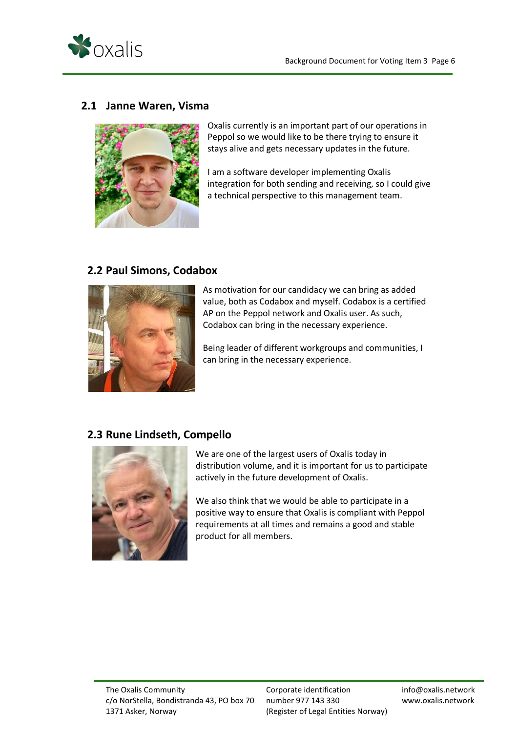## 2.1 Janne Waren, Visma

Oxalis currently is an important part of our operations in Peppol so we would like to be there trying to ensure it stays alive and gets necessary updates in the future.

I am a software developer implementing Oxalis integration for both sending and receiving, so I could give a technical perspective to this management team.

## 2.2 Paul Simons, Codabox

As motivation for our candidacy we can bring as added value, both as Codabox and myself. Codabox is a certified AP on the Peppol network and Oxalis user. As such, Codabox can bring in the necessary experience.

Being leader of different workgroups and communities, I can bring in the necessary experience.

## 2.3 Rune Lindseth, Compello

We are one of the largest users of Oxalis today in distribution volume, and it is important for us to participate actively in the future development of Oxalis.

We also think that we would be able to participate in a positive way to ensure that Oxalis is compliant with Peppol requirements at all times and remains a good and stable product for all members.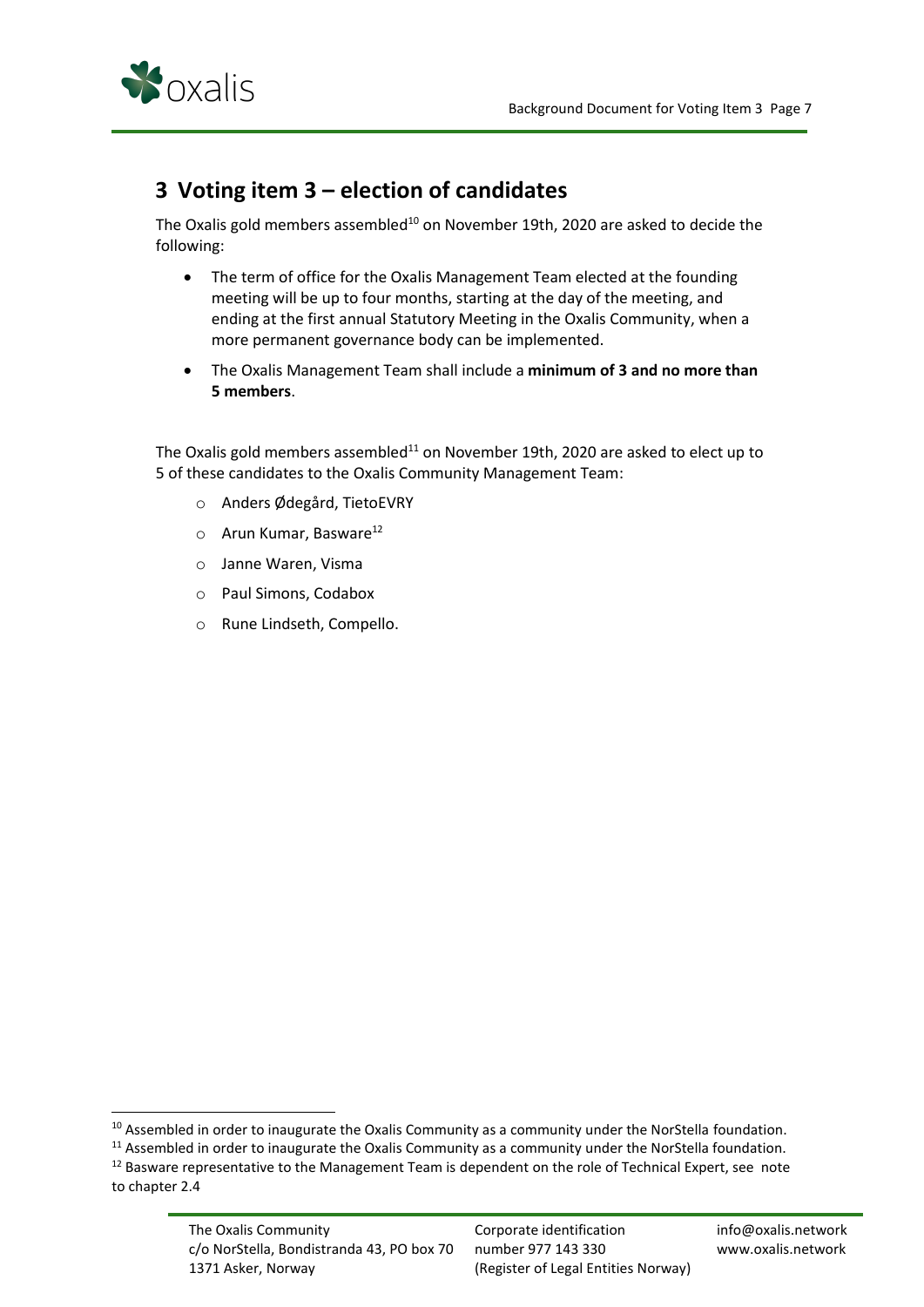# 3 Voting item 3 – election of candidates

The Oxalis gold members assembled[10] on November 19th, 2020 are asked to decide the following:

- The term of office for the Oxalis Management Team elected at the founding meeting will be up to four months, starting at the day of the meeting, and ending at the first annual Statutory Meeting in the Oxalis Community, when a more permanent governance body can be implemented.
- The Oxalis Management Team shall include a **minimum of 3 and no more than 5 members**.

The Oxalis gold members assembled[11] on November 19th, 2020 are asked to elect up to 5 of these candidates to the Oxalis Community Management Team:

- Anders Ødegård, TietoEVRY
- Arun Kumar, Basware[12]
- Janne Waren, Visma
- Paul Simons, Codabox
- Rune Lindseth, Compello.

---

[10] Assembled in order to inaugurate the Oxalis Community as a community under the NorStella foundation.

[11] Assembled in order to inaugurate the Oxalis Community as a community under the NorStella foundation.

[12] Basware representative to the Management Team is dependent on the role of Technical Expert, see note to chapter 2.4